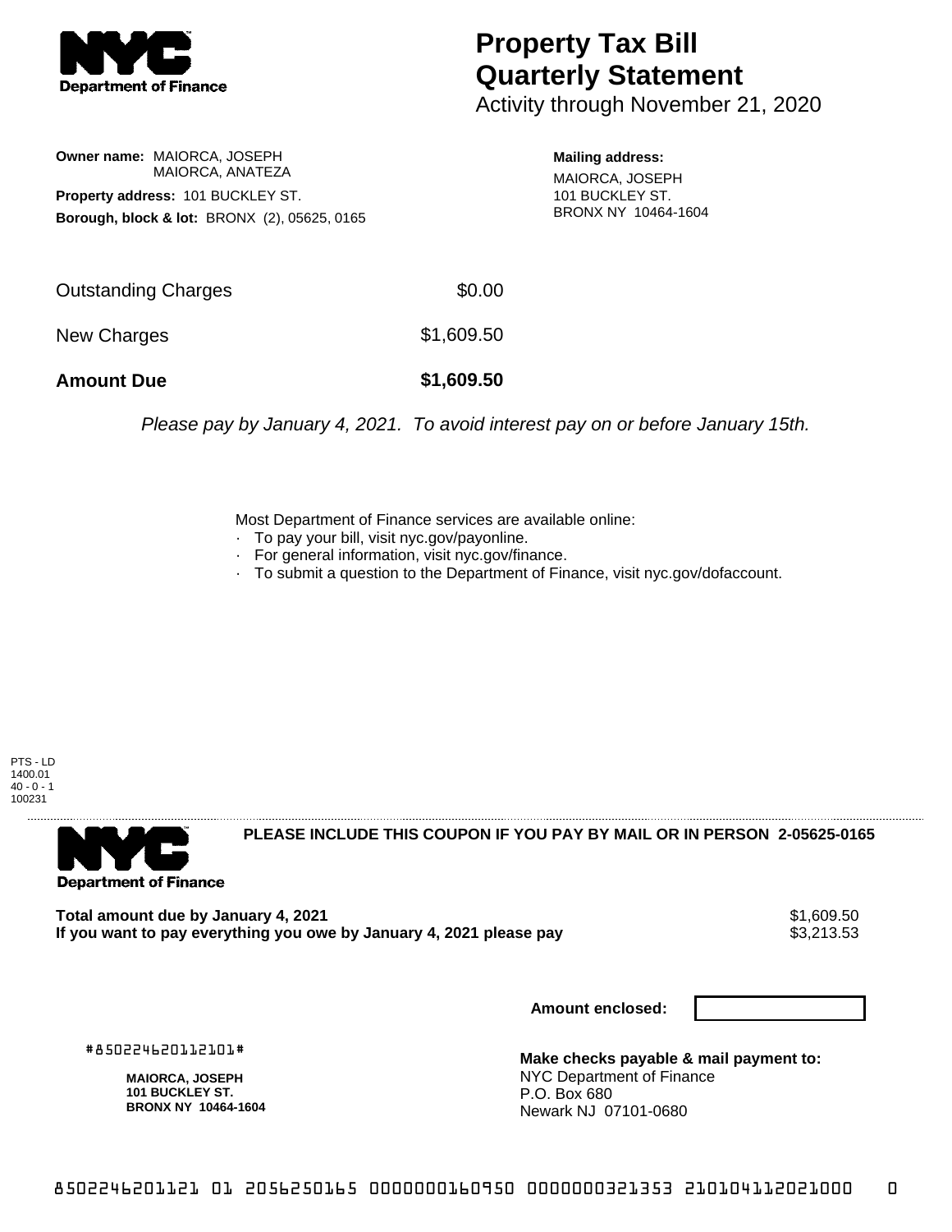# Property Tax Bill Quarterly Statement

Activity through November 21, 2020

**Owner name:** MAIORCA, JOSEPH
MAIORCA, ANATEZA

**Property address:** 101 BUCKLEY ST.

**Borough, block & lot:** BRONX (2), 05625, 0165

**Mailing address:**
MAIORCA, JOSEPH
101 BUCKLEY ST.
BRONX NY 10464-1604

| | |
|---|---|
| Outstanding Charges | $0.00 |
| New Charges | $1,609.50 |
| **Amount Due** | **$1,609.50** |

*Please pay by January 4, 2021. To avoid interest pay on or before January 15th.*

Most Department of Finance services are available online:

- To pay your bill, visit nyc.gov/payonline.
- For general information, visit nyc.gov/finance.
- To submit a question to the Department of Finance, visit nyc.gov/dofaccount.

PTS - LD
1400.01
40 - 0 - 1
100231

---

**PLEASE INCLUDE THIS COUPON IF YOU PAY BY MAIL OR IN PERSON 2-05625-0165**

| | |
|---|---|
| **Total amount due by January 4, 2021** | $1,609.50 |
| **If you want to pay everything you owe by January 4, 2021 please pay** | $3,213.53 |

**Amount enclosed:**

#850224620112101#

**MAIORCA, JOSEPH**
**101 BUCKLEY ST.**
**BRONX NY 10464-1604**

**Make checks payable & mail payment to:**
NYC Department of Finance
P.O. Box 680
Newark NJ 07101-0680

8502246201121 01 2056250165 0000000160950 0000000321353 210104112021000 0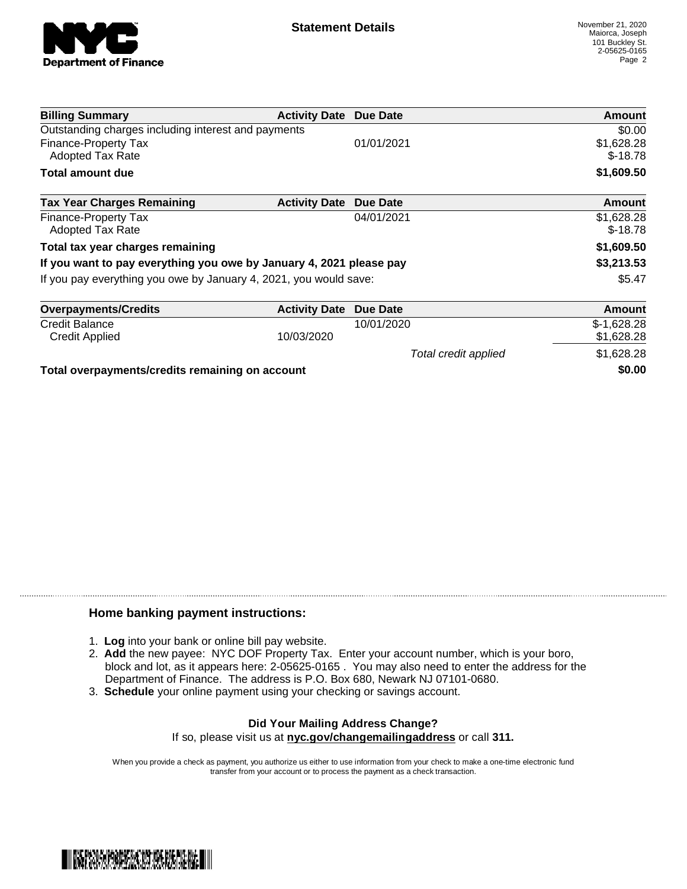**NYC Department of Finance**

## Statement Details

November 21, 2020
Maiorca, Joseph
101 Buckley St.
2-05625-0165

| Billing Summary | Activity Date | Due Date | Amount |
|---|---|---|---|
| Outstanding charges including interest and payments | | | $0.00 |
| Finance-Property Tax | | 01/01/2021 | $1,628.28 |
| Adopted Tax Rate | | | $-18.78 |
| **Total amount due** | | | **$1,609.50** |

| Tax Year Charges Remaining | Activity Date | Due Date | Amount |
|---|---|---|---|
| Finance-Property Tax | | 04/01/2021 | $1,628.28 |
| Adopted Tax Rate | | | $-18.78 |
| **Total tax year charges remaining** | | | **$1,609.50** |
| **If you want to pay everything you owe by January 4, 2021 please pay** | | | **$3,213.53** |
| If you pay everything you owe by January 4, 2021, you would save: | | | $5.47 |

| Overpayments/Credits | Activity Date | Due Date | Amount |
|---|---|---|---|
| Credit Balance | | 10/01/2020 | $-1,628.28 |
| Credit Applied | 10/03/2020 | | $1,628.28 |
| | | *Total credit applied* | $1,628.28 |
| **Total overpayments/credits remaining on account** | | | **$0.00** |

### Home banking payment instructions:

1. **Log** into your bank or online bill pay website.
2. **Add** the new payee: NYC DOF Property Tax. Enter your account number, which is your boro, block and lot, as it appears here: 2-05625-0165 . You may also need to enter the address for the Department of Finance. The address is P.O. Box 680, Newark NJ 07101-0680.
3. **Schedule** your online payment using your checking or savings account.

**Did Your Mailing Address Change?**
If so, please visit us at **nyc.gov/changemailingaddress** or call **311.**

When you provide a check as payment, you authorize us either to use information from your check to make a one-time electronic fund transfer from your account or to process the payment as a check transaction.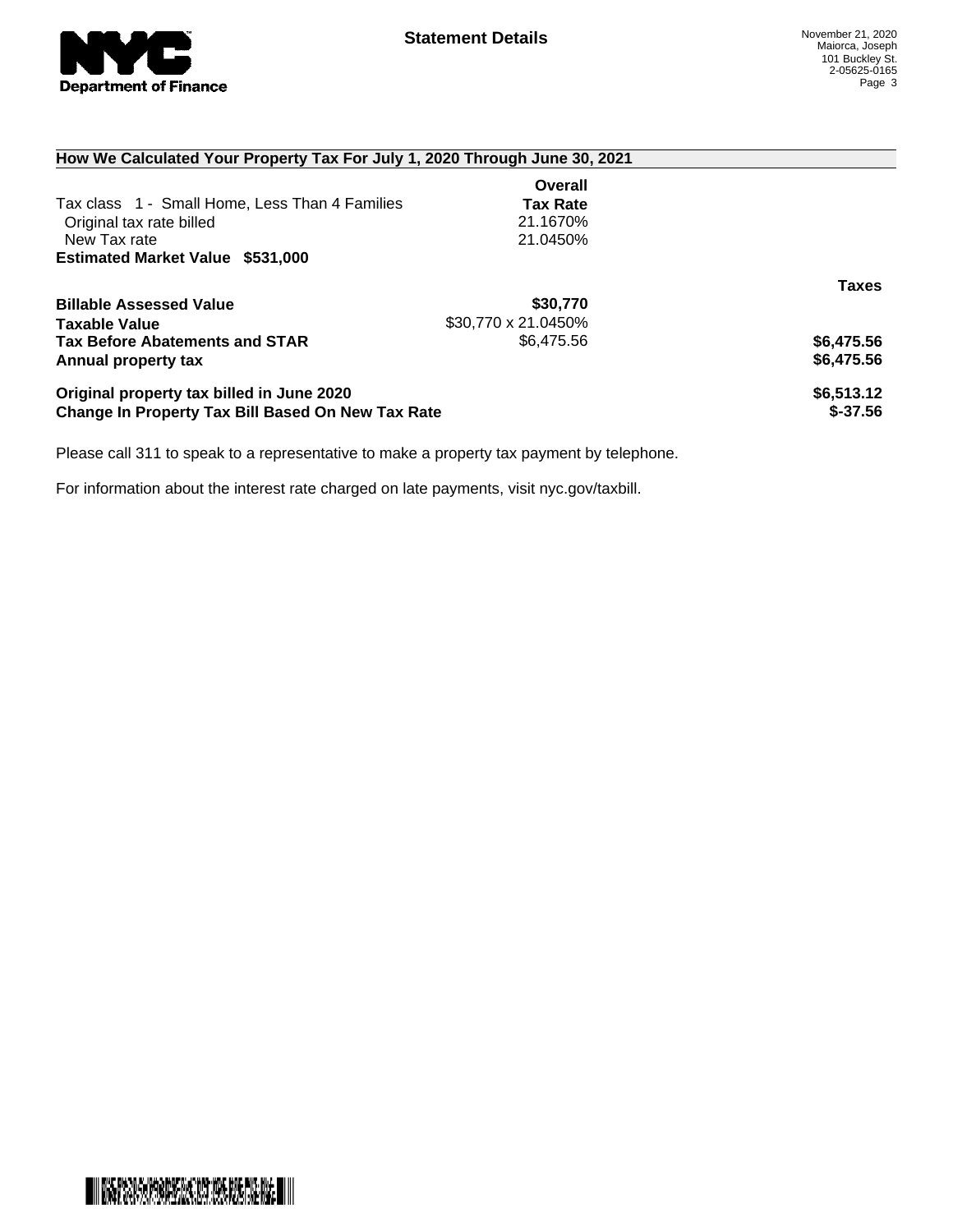## How We Calculated Your Property Tax For July 1, 2020 Through June 30, 2021

| | Overall Tax Rate | |
|---|---|---|
| Tax class 1 - Small Home, Less Than 4 Families | | |
| Original tax rate billed | 21.1670% | |
| New Tax rate | 21.0450% | |
| **Estimated Market Value $531,000** | | |
| | | **Taxes** |
| **Billable Assessed Value** | **$30,770** | |
| **Taxable Value** | $30,770 x 21.0450% | |
| **Tax Before Abatements and STAR** | $6,475.56 | **$6,475.56** |
| **Annual property tax** | | **$6,475.56** |
| **Original property tax billed in June 2020** | | **$6,513.12** |
| **Change In Property Tax Bill Based On New Tax Rate** | | **$-37.56** |

Please call 311 to speak to a representative to make a property tax payment by telephone.

For information about the interest rate charged on late payments, visit nyc.gov/taxbill.